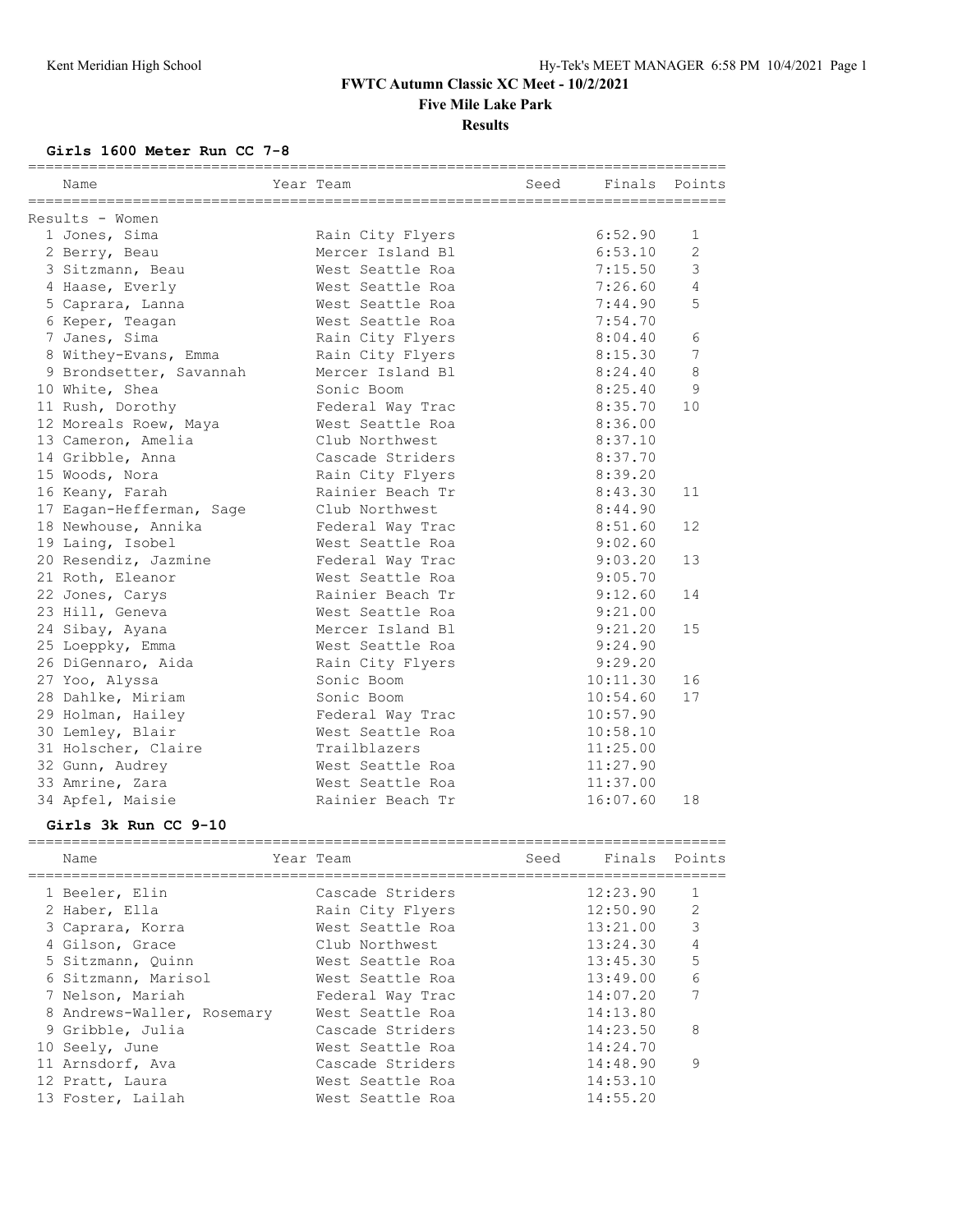# FWTC Autumn Classic XC Meet - 10/2/2021

## Five Mile Lake Park

### Results

**Girls 1600 Meter Run CC 7-8**

Results - Women

| Place | Name | Year | Team | Seed | Finals | Points |
|---|---|---|---|---|---|---|
| 1 | Jones, Sima | | Rain City Flyers | | 6:52.90 | 1 |
| 2 | Berry, Beau | | Mercer Island Bl | | 6:53.10 | 2 |
| 3 | Sitzmann, Beau | | West Seattle Roa | | 7:15.50 | 3 |
| 4 | Haase, Everly | | West Seattle Roa | | 7:26.60 | 4 |
| 5 | Caprara, Lanna | | West Seattle Roa | | 7:44.90 | 5 |
| 6 | Keper, Teagan | | West Seattle Roa | | 7:54.70 | |
| 7 | Janes, Sima | | Rain City Flyers | | 8:04.40 | 6 |
| 8 | Withey-Evans, Emma | | Rain City Flyers | | 8:15.30 | 7 |
| 9 | Brondsetter, Savannah | | Mercer Island Bl | | 8:24.40 | 8 |
| 10 | White, Shea | | Sonic Boom | | 8:25.40 | 9 |
| 11 | Rush, Dorothy | | Federal Way Trac | | 8:35.70 | 10 |
| 12 | Moreals Roew, Maya | | West Seattle Roa | | 8:36.00 | |
| 13 | Cameron, Amelia | | Club Northwest | | 8:37.10 | |
| 14 | Gribble, Anna | | Cascade Striders | | 8:37.70 | |
| 15 | Woods, Nora | | Rain City Flyers | | 8:39.20 | |
| 16 | Keany, Farah | | Rainier Beach Tr | | 8:43.30 | 11 |
| 17 | Eagan-Hefferman, Sage | | Club Northwest | | 8:44.90 | |
| 18 | Newhouse, Annika | | Federal Way Trac | | 8:51.60 | 12 |
| 19 | Laing, Isobel | | West Seattle Roa | | 9:02.60 | |
| 20 | Resendiz, Jazmine | | Federal Way Trac | | 9:03.20 | 13 |
| 21 | Roth, Eleanor | | West Seattle Roa | | 9:05.70 | |
| 22 | Jones, Carys | | Rainier Beach Tr | | 9:12.60 | 14 |
| 23 | Hill, Geneva | | West Seattle Roa | | 9:21.00 | |
| 24 | Sibay, Ayana | | Mercer Island Bl | | 9:21.20 | 15 |
| 25 | Loeppky, Emma | | West Seattle Roa | | 9:24.90 | |
| 26 | DiGennaro, Aida | | Rain City Flyers | | 9:29.20 | |
| 27 | Yoo, Alyssa | | Sonic Boom | | 10:11.30 | 16 |
| 28 | Dahlke, Miriam | | Sonic Boom | | 10:54.60 | 17 |
| 29 | Holman, Hailey | | Federal Way Trac | | 10:57.90 | |
| 30 | Lemley, Blair | | West Seattle Roa | | 10:58.10 | |
| 31 | Holscher, Claire | | Trailblazers | | 11:25.00 | |
| 32 | Gunn, Audrey | | West Seattle Roa | | 11:27.90 | |
| 33 | Amrine, Zara | | West Seattle Roa | | 11:37.00 | |
| 34 | Apfel, Maisie | | Rainier Beach Tr | | 16:07.60 | 18 |

**Girls 3k Run CC 9-10**

| Place | Name | Year | Team | Seed | Finals | Points |
|---|---|---|---|---|---|---|
| 1 | Beeler, Elin | | Cascade Striders | | 12:23.90 | 1 |
| 2 | Haber, Ella | | Rain City Flyers | | 12:50.90 | 2 |
| 3 | Caprara, Korra | | West Seattle Roa | | 13:21.00 | 3 |
| 4 | Gilson, Grace | | Club Northwest | | 13:24.30 | 4 |
| 5 | Sitzmann, Quinn | | West Seattle Roa | | 13:45.30 | 5 |
| 6 | Sitzmann, Marisol | | West Seattle Roa | | 13:49.00 | 6 |
| 7 | Nelson, Mariah | | Federal Way Trac | | 14:07.20 | 7 |
| 8 | Andrews-Waller, Rosemary | | West Seattle Roa | | 14:13.80 | |
| 9 | Gribble, Julia | | Cascade Striders | | 14:23.50 | 8 |
| 10 | Seely, June | | West Seattle Roa | | 14:24.70 | |
| 11 | Arnsdorf, Ava | | Cascade Striders | | 14:48.90 | 9 |
| 12 | Pratt, Laura | | West Seattle Roa | | 14:53.10 | |
| 13 | Foster, Lailah | | West Seattle Roa | | 14:55.20 | |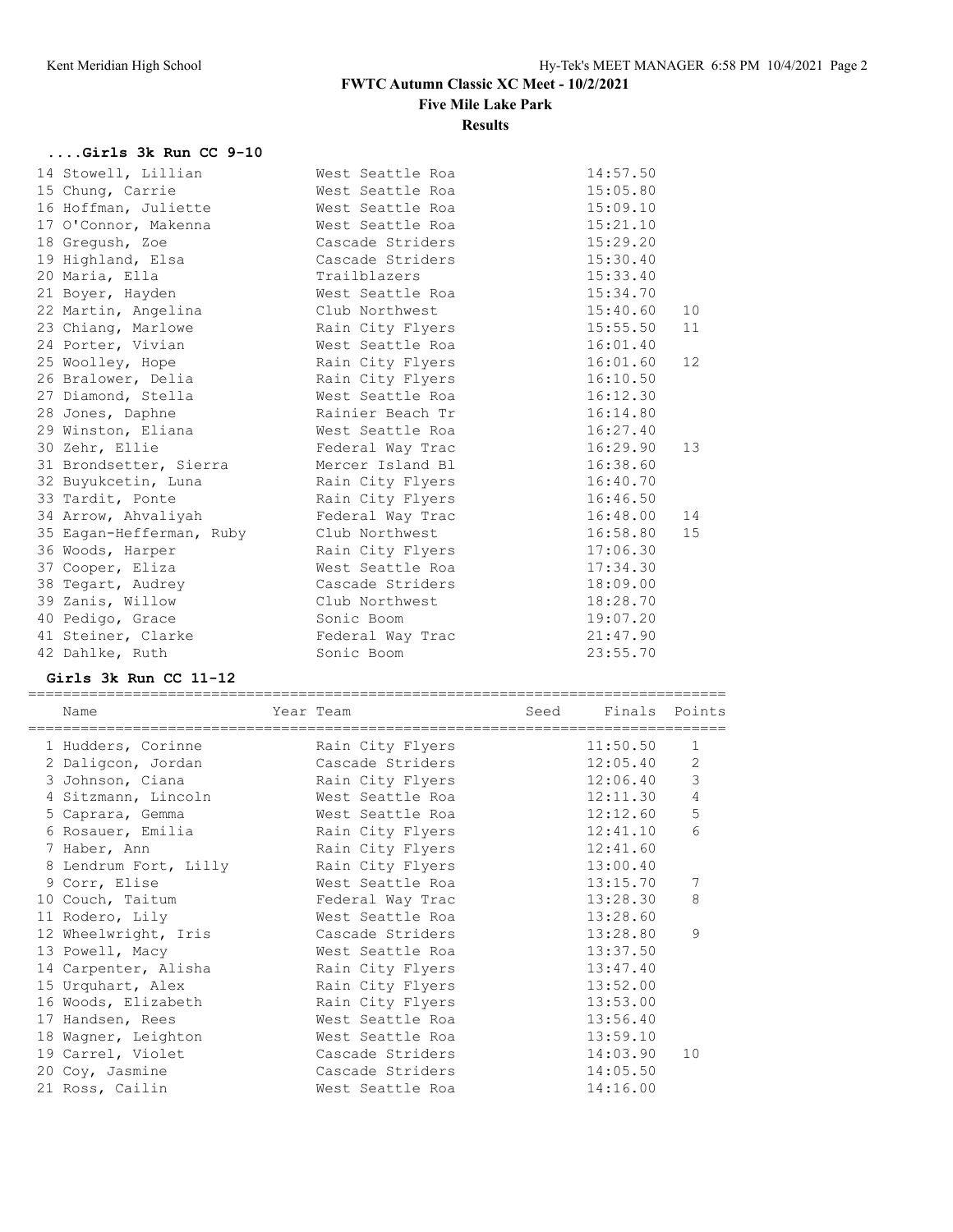# FWTC Autumn Classic XC Meet - 10/2/2021

**Five Mile Lake Park**

**Results**

### ....Girls 3k Run CC 9-10

| Place | Name | Year | Team | Seed | Finals | Points |
|---|---|---|---|---|---|---|
| 14 | Stowell, Lillian | | West Seattle Roa | | 14:57.50 | |
| 15 | Chung, Carrie | | West Seattle Roa | | 15:05.80 | |
| 16 | Hoffman, Juliette | | West Seattle Roa | | 15:09.10 | |
| 17 | O'Connor, Makenna | | West Seattle Roa | | 15:21.10 | |
| 18 | Gregush, Zoe | | Cascade Striders | | 15:29.20 | |
| 19 | Highland, Elsa | | Cascade Striders | | 15:30.40 | |
| 20 | Maria, Ella | | Trailblazers | | 15:33.40 | |
| 21 | Boyer, Hayden | | West Seattle Roa | | 15:34.70 | |
| 22 | Martin, Angelina | | Club Northwest | | 15:40.60 | 10 |
| 23 | Chiang, Marlowe | | Rain City Flyers | | 15:55.50 | 11 |
| 24 | Porter, Vivian | | West Seattle Roa | | 16:01.40 | |
| 25 | Woolley, Hope | | Rain City Flyers | | 16:01.60 | 12 |
| 26 | Bralower, Delia | | Rain City Flyers | | 16:10.50 | |
| 27 | Diamond, Stella | | West Seattle Roa | | 16:12.30 | |
| 28 | Jones, Daphne | | Rainier Beach Tr | | 16:14.80 | |
| 29 | Winston, Eliana | | West Seattle Roa | | 16:27.40 | |
| 30 | Zehr, Ellie | | Federal Way Trac | | 16:29.90 | 13 |
| 31 | Brondsetter, Sierra | | Mercer Island Bl | | 16:38.60 | |
| 32 | Buyukcetin, Luna | | Rain City Flyers | | 16:40.70 | |
| 33 | Tardit, Ponte | | Rain City Flyers | | 16:46.50 | |
| 34 | Arrow, Ahvaliyah | | Federal Way Trac | | 16:48.00 | 14 |
| 35 | Eagan-Hefferman, Ruby | | Club Northwest | | 16:58.80 | 15 |
| 36 | Woods, Harper | | Rain City Flyers | | 17:06.30 | |
| 37 | Cooper, Eliza | | West Seattle Roa | | 17:34.30 | |
| 38 | Tegart, Audrey | | Cascade Striders | | 18:09.00 | |
| 39 | Zanis, Willow | | Club Northwest | | 18:28.70 | |
| 40 | Pedigo, Grace | | Sonic Boom | | 19:07.20 | |
| 41 | Steiner, Clarke | | Federal Way Trac | | 21:47.90 | |
| 42 | Dahlke, Ruth | | Sonic Boom | | 23:55.70 | |

### Girls 3k Run CC 11-12

| Place | Name | Year | Team | Seed | Finals | Points |
|---|---|---|---|---|---|---|
| 1 | Hudders, Corinne | | Rain City Flyers | | 11:50.50 | 1 |
| 2 | Daligcon, Jordan | | Cascade Striders | | 12:05.40 | 2 |
| 3 | Johnson, Ciana | | Rain City Flyers | | 12:06.40 | 3 |
| 4 | Sitzmann, Lincoln | | West Seattle Roa | | 12:11.30 | 4 |
| 5 | Caprara, Gemma | | West Seattle Roa | | 12:12.60 | 5 |
| 6 | Rosauer, Emilia | | Rain City Flyers | | 12:41.10 | 6 |
| 7 | Haber, Ann | | Rain City Flyers | | 12:41.60 | |
| 8 | Lendrum Fort, Lilly | | Rain City Flyers | | 13:00.40 | |
| 9 | Corr, Elise | | West Seattle Roa | | 13:15.70 | 7 |
| 10 | Couch, Taitum | | Federal Way Trac | | 13:28.30 | 8 |
| 11 | Rodero, Lily | | West Seattle Roa | | 13:28.60 | |
| 12 | Wheelwright, Iris | | Cascade Striders | | 13:28.80 | 9 |
| 13 | Powell, Macy | | West Seattle Roa | | 13:37.50 | |
| 14 | Carpenter, Alisha | | Rain City Flyers | | 13:47.40 | |
| 15 | Urquhart, Alex | | Rain City Flyers | | 13:52.00 | |
| 16 | Woods, Elizabeth | | Rain City Flyers | | 13:53.00 | |
| 17 | Handsen, Rees | | West Seattle Roa | | 13:56.40 | |
| 18 | Wagner, Leighton | | West Seattle Roa | | 13:59.10 | |
| 19 | Carrel, Violet | | Cascade Striders | | 14:03.90 | 10 |
| 20 | Coy, Jasmine | | Cascade Striders | | 14:05.50 | |
| 21 | Ross, Cailin | | West Seattle Roa | | 14:16.00 | |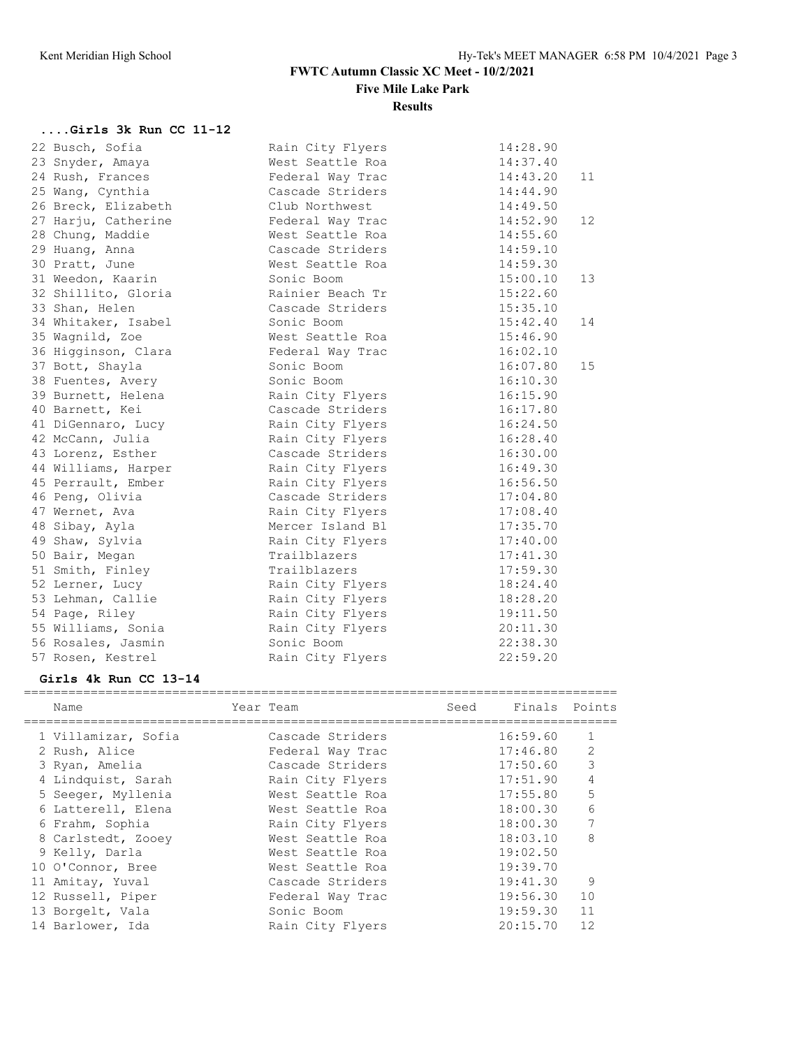# FWTC Autumn Classic XC Meet - 10/2/2021

## Five Mile Lake Park

## Results

### ....Girls 3k Run CC 11-12

| Name | Year | Team | Seed | Finals | Points |
|---|---|---|---|---|---|
| 22 Busch, Sofia | | Rain City Flyers | | 14:28.90 | |
| 23 Snyder, Amaya | | West Seattle Roa | | 14:37.40 | |
| 24 Rush, Frances | | Federal Way Trac | | 14:43.20 | 11 |
| 25 Wang, Cynthia | | Cascade Striders | | 14:44.90 | |
| 26 Breck, Elizabeth | | Club Northwest | | 14:49.50 | |
| 27 Harju, Catherine | | Federal Way Trac | | 14:52.90 | 12 |
| 28 Chung, Maddie | | West Seattle Roa | | 14:55.60 | |
| 29 Huang, Anna | | Cascade Striders | | 14:59.10 | |
| 30 Pratt, June | | West Seattle Roa | | 14:59.30 | |
| 31 Weedon, Kaarin | | Sonic Boom | | 15:00.10 | 13 |
| 32 Shillito, Gloria | | Rainier Beach Tr | | 15:22.60 | |
| 33 Shan, Helen | | Cascade Striders | | 15:35.10 | |
| 34 Whitaker, Isabel | | Sonic Boom | | 15:42.40 | 14 |
| 35 Wagnild, Zoe | | West Seattle Roa | | 15:46.90 | |
| 36 Higginson, Clara | | Federal Way Trac | | 16:02.10 | |
| 37 Bott, Shayla | | Sonic Boom | | 16:07.80 | 15 |
| 38 Fuentes, Avery | | Sonic Boom | | 16:10.30 | |
| 39 Burnett, Helena | | Rain City Flyers | | 16:15.90 | |
| 40 Barnett, Kei | | Cascade Striders | | 16:17.80 | |
| 41 DiGennaro, Lucy | | Rain City Flyers | | 16:24.50 | |
| 42 McCann, Julia | | Rain City Flyers | | 16:28.40 | |
| 43 Lorenz, Esther | | Cascade Striders | | 16:30.00 | |
| 44 Williams, Harper | | Rain City Flyers | | 16:49.30 | |
| 45 Perrault, Ember | | Rain City Flyers | | 16:56.50 | |
| 46 Peng, Olivia | | Cascade Striders | | 17:04.80 | |
| 47 Wernet, Ava | | Rain City Flyers | | 17:08.40 | |
| 48 Sibay, Ayla | | Mercer Island Bl | | 17:35.70 | |
| 49 Shaw, Sylvia | | Rain City Flyers | | 17:40.00 | |
| 50 Bair, Megan | | Trailblazers | | 17:41.30 | |
| 51 Smith, Finley | | Trailblazers | | 17:59.30 | |
| 52 Lerner, Lucy | | Rain City Flyers | | 18:24.40 | |
| 53 Lehman, Callie | | Rain City Flyers | | 18:28.20 | |
| 54 Page, Riley | | Rain City Flyers | | 19:11.50 | |
| 55 Williams, Sonia | | Rain City Flyers | | 20:11.30 | |
| 56 Rosales, Jasmin | | Sonic Boom | | 22:38.30 | |
| 57 Rosen, Kestrel | | Rain City Flyers | | 22:59.20 | |

### Girls 4k Run CC 13-14

| Name | Year | Team | Seed | Finals | Points |
|---|---|---|---|---|---|
| 1 Villamizar, Sofia | | Cascade Striders | | 16:59.60 | 1 |
| 2 Rush, Alice | | Federal Way Trac | | 17:46.80 | 2 |
| 3 Ryan, Amelia | | Cascade Striders | | 17:50.60 | 3 |
| 4 Lindquist, Sarah | | Rain City Flyers | | 17:51.90 | 4 |
| 5 Seeger, Myllenia | | West Seattle Roa | | 17:55.80 | 5 |
| 6 Latterell, Elena | | West Seattle Roa | | 18:00.30 | 6 |
| 6 Frahm, Sophia | | Rain City Flyers | | 18:00.30 | 7 |
| 8 Carlstedt, Zooey | | West Seattle Roa | | 18:03.10 | 8 |
| 9 Kelly, Darla | | West Seattle Roa | | 19:02.50 | |
| 10 O'Connor, Bree | | West Seattle Roa | | 19:39.70 | |
| 11 Amitay, Yuval | | Cascade Striders | | 19:41.30 | 9 |
| 12 Russell, Piper | | Federal Way Trac | | 19:56.30 | 10 |
| 13 Borgelt, Vala | | Sonic Boom | | 19:59.30 | 11 |
| 14 Barlower, Ida | | Rain City Flyers | | 20:15.70 | 12 |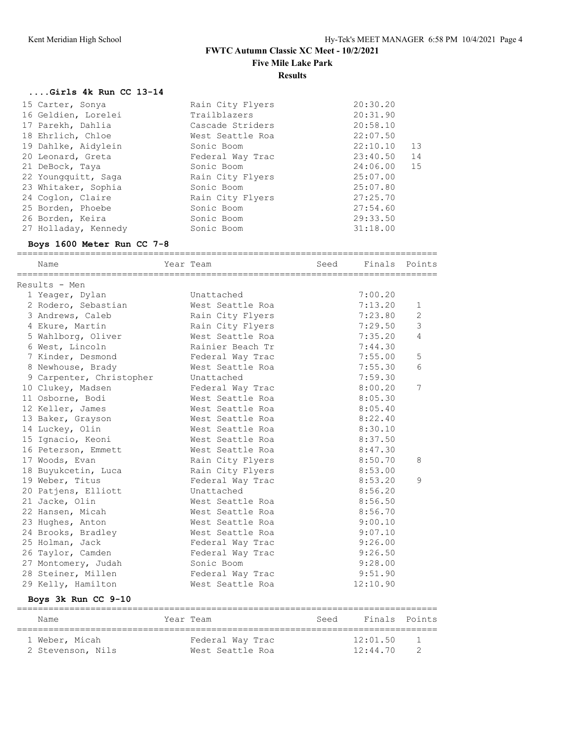# FWTC Autumn Classic XC Meet - 10/2/2021

**Five Mile Lake Park**

**Results**

### ....Girls 4k Run CC 13-14

| Place | Name | Year | Team | Seed | Finals | Points |
|---|---|---|---|---|---|---|
| 15 | Carter, Sonya | | Rain City Flyers | | 20:30.20 | |
| 16 | Geldien, Lorelei | | Trailblazers | | 20:31.90 | |
| 17 | Parekh, Dahlia | | Cascade Striders | | 20:58.10 | |
| 18 | Ehrlich, Chloe | | West Seattle Roa | | 22:07.50 | |
| 19 | Dahlke, Aidylein | | Sonic Boom | | 22:10.10 | 13 |
| 20 | Leonard, Greta | | Federal Way Trac | | 23:40.50 | 14 |
| 21 | DeBock, Taya | | Sonic Boom | | 24:06.00 | 15 |
| 22 | Youngquitt, Saga | | Rain City Flyers | | 25:07.00 | |
| 23 | Whitaker, Sophia | | Sonic Boom | | 25:07.80 | |
| 24 | Coglon, Claire | | Rain City Flyers | | 27:25.70 | |
| 25 | Borden, Phoebe | | Sonic Boom | | 27:54.60 | |
| 26 | Borden, Keira | | Sonic Boom | | 29:33.50 | |
| 27 | Holladay, Kennedy | | Sonic Boom | | 31:18.00 | |

### Boys 1600 Meter Run CC 7-8

Results - Men

| Place | Name | Year | Team | Seed | Finals | Points |
|---|---|---|---|---|---|---|
| 1 | Yeager, Dylan | | Unattached | | 7:00.20 | |
| 2 | Rodero, Sebastian | | West Seattle Roa | | 7:13.20 | 1 |
| 3 | Andrews, Caleb | | Rain City Flyers | | 7:23.80 | 2 |
| 4 | Ekure, Martin | | Rain City Flyers | | 7:29.50 | 3 |
| 5 | Wahlborg, Oliver | | West Seattle Roa | | 7:35.20 | 4 |
| 6 | West, Lincoln | | Rainier Beach Tr | | 7:44.30 | |
| 7 | Kinder, Desmond | | Federal Way Trac | | 7:55.00 | 5 |
| 8 | Newhouse, Brady | | West Seattle Roa | | 7:55.30 | 6 |
| 9 | Carpenter, Christopher | | Unattached | | 7:59.30 | |
| 10 | Clukey, Madsen | | Federal Way Trac | | 8:00.20 | 7 |
| 11 | Osborne, Bodi | | West Seattle Roa | | 8:05.30 | |
| 12 | Keller, James | | West Seattle Roa | | 8:05.40 | |
| 13 | Baker, Grayson | | West Seattle Roa | | 8:22.40 | |
| 14 | Luckey, Olin | | West Seattle Roa | | 8:30.10 | |
| 15 | Ignacio, Keoni | | West Seattle Roa | | 8:37.50 | |
| 16 | Peterson, Emmett | | West Seattle Roa | | 8:47.30 | |
| 17 | Woods, Evan | | Rain City Flyers | | 8:50.70 | 8 |
| 18 | Buyukcetin, Luca | | Rain City Flyers | | 8:53.00 | |
| 19 | Weber, Titus | | Federal Way Trac | | 8:53.20 | 9 |
| 20 | Patjens, Elliott | | Unattached | | 8:56.20 | |
| 21 | Jacke, Olin | | West Seattle Roa | | 8:56.50 | |
| 22 | Hansen, Micah | | West Seattle Roa | | 8:56.70 | |
| 23 | Hughes, Anton | | West Seattle Roa | | 9:00.10 | |
| 24 | Brooks, Bradley | | West Seattle Roa | | 9:07.10 | |
| 25 | Holman, Jack | | Federal Way Trac | | 9:26.00 | |
| 26 | Taylor, Camden | | Federal Way Trac | | 9:26.50 | |
| 27 | Montomery, Judah | | Sonic Boom | | 9:28.00 | |
| 28 | Steiner, Millen | | Federal Way Trac | | 9:51.90 | |
| 29 | Kelly, Hamilton | | West Seattle Roa | | 12:10.90 | |

### Boys 3k Run CC 9-10

| Place | Name | Year | Team | Seed | Finals | Points |
|---|---|---|---|---|---|---|
| 1 | Weber, Micah | | Federal Way Trac | | 12:01.50 | 1 |
| 2 | Stevenson, Nils | | West Seattle Roa | | 12:44.70 | 2 |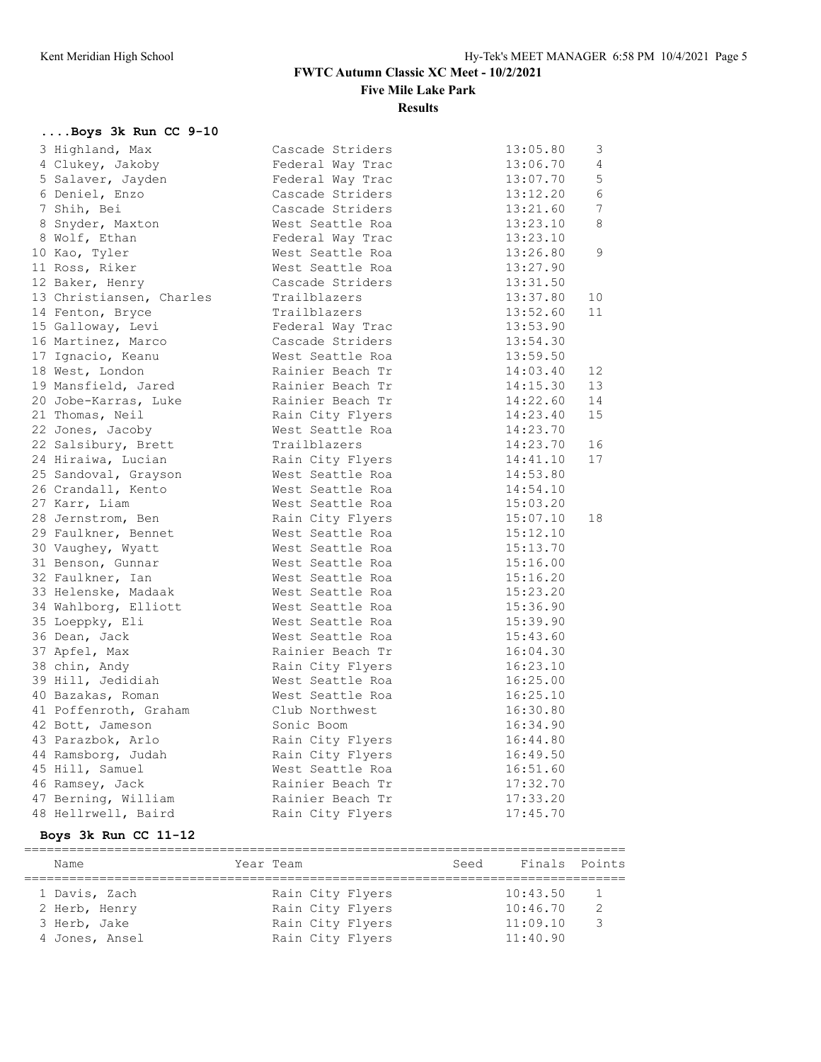# FWTC Autumn Classic XC Meet - 10/2/2021

## Five Mile Lake Park

### Results

#### ....Boys 3k Run CC 9-10

| Place | Name | Year | Team | Seed | Finals | Points |
|---|---|---|---|---|---|---|
| 3 | Highland, Max | | Cascade Striders | | 13:05.80 | 3 |
| 4 | Clukey, Jakoby | | Federal Way Trac | | 13:06.70 | 4 |
| 5 | Salaver, Jayden | | Federal Way Trac | | 13:07.70 | 5 |
| 6 | Deniel, Enzo | | Cascade Striders | | 13:12.20 | 6 |
| 7 | Shih, Bei | | Cascade Striders | | 13:21.60 | 7 |
| 8 | Snyder, Maxton | | West Seattle Roa | | 13:23.10 | 8 |
| 8 | Wolf, Ethan | | Federal Way Trac | | 13:23.10 | |
| 10 | Kao, Tyler | | West Seattle Roa | | 13:26.80 | 9 |
| 11 | Ross, Riker | | West Seattle Roa | | 13:27.90 | |
| 12 | Baker, Henry | | Cascade Striders | | 13:31.50 | |
| 13 | Christiansen, Charles | | Trailblazers | | 13:37.80 | 10 |
| 14 | Fenton, Bryce | | Trailblazers | | 13:52.60 | 11 |
| 15 | Galloway, Levi | | Federal Way Trac | | 13:53.90 | |
| 16 | Martinez, Marco | | Cascade Striders | | 13:54.30 | |
| 17 | Ignacio, Keanu | | West Seattle Roa | | 13:59.50 | |
| 18 | West, London | | Rainier Beach Tr | | 14:03.40 | 12 |
| 19 | Mansfield, Jared | | Rainier Beach Tr | | 14:15.30 | 13 |
| 20 | Jobe-Karras, Luke | | Rainier Beach Tr | | 14:22.60 | 14 |
| 21 | Thomas, Neil | | Rain City Flyers | | 14:23.40 | 15 |
| 22 | Jones, Jacoby | | West Seattle Roa | | 14:23.70 | |
| 22 | Salsibury, Brett | | Trailblazers | | 14:23.70 | 16 |
| 24 | Hiraiwa, Lucian | | Rain City Flyers | | 14:41.10 | 17 |
| 25 | Sandoval, Grayson | | West Seattle Roa | | 14:53.80 | |
| 26 | Crandall, Kento | | West Seattle Roa | | 14:54.10 | |
| 27 | Karr, Liam | | West Seattle Roa | | 15:03.20 | |
| 28 | Jernstrom, Ben | | Rain City Flyers | | 15:07.10 | 18 |
| 29 | Faulkner, Bennet | | West Seattle Roa | | 15:12.10 | |
| 30 | Vaughey, Wyatt | | West Seattle Roa | | 15:13.70 | |
| 31 | Benson, Gunnar | | West Seattle Roa | | 15:16.00 | |
| 32 | Faulkner, Ian | | West Seattle Roa | | 15:16.20 | |
| 33 | Helenske, Madaak | | West Seattle Roa | | 15:23.20 | |
| 34 | Wahlborg, Elliott | | West Seattle Roa | | 15:36.90 | |
| 35 | Loeppky, Eli | | West Seattle Roa | | 15:39.90 | |
| 36 | Dean, Jack | | West Seattle Roa | | 15:43.60 | |
| 37 | Apfel, Max | | Rainier Beach Tr | | 16:04.30 | |
| 38 | chin, Andy | | Rain City Flyers | | 16:23.10 | |
| 39 | Hill, Jedidiah | | West Seattle Roa | | 16:25.00 | |
| 40 | Bazakas, Roman | | West Seattle Roa | | 16:25.10 | |
| 41 | Poffenroth, Graham | | Club Northwest | | 16:30.80 | |
| 42 | Bott, Jameson | | Sonic Boom | | 16:34.90 | |
| 43 | Parazbok, Arlo | | Rain City Flyers | | 16:44.80 | |
| 44 | Ramsborg, Judah | | Rain City Flyers | | 16:49.50 | |
| 45 | Hill, Samuel | | West Seattle Roa | | 16:51.60 | |
| 46 | Ramsey, Jack | | Rainier Beach Tr | | 17:32.70 | |
| 47 | Berning, William | | Rainier Beach Tr | | 17:33.20 | |
| 48 | Hellrwell, Baird | | Rain City Flyers | | 17:45.70 | |

#### Boys 3k Run CC 11-12

| Place | Name | Year | Team | Seed | Finals | Points |
|---|---|---|---|---|---|---|
| 1 | Davis, Zach | | Rain City Flyers | | 10:43.50 | 1 |
| 2 | Herb, Henry | | Rain City Flyers | | 10:46.70 | 2 |
| 3 | Herb, Jake | | Rain City Flyers | | 11:09.10 | 3 |
| 4 | Jones, Ansel | | Rain City Flyers | | 11:40.90 | |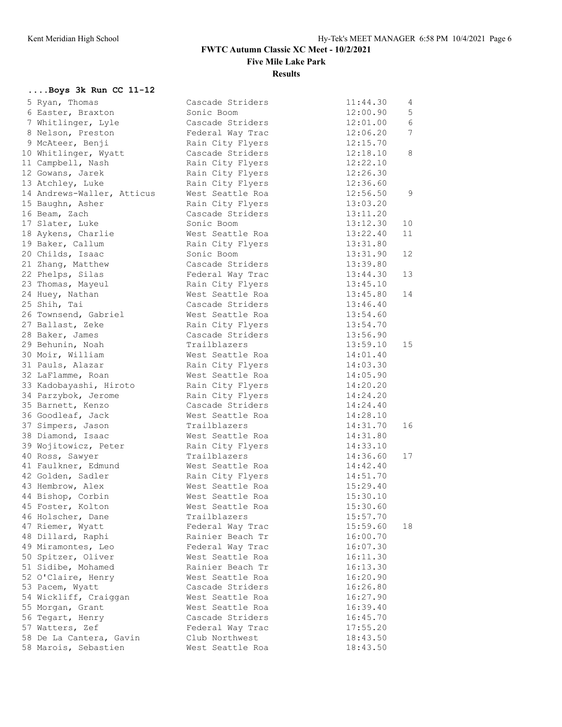**FWTC Autumn Classic XC Meet - 10/2/2021**

**Five Mile Lake Park**

**Results**

### ....Boys 3k Run CC 11-12

| Place | Name | Team | Time | Points |
|---|---|---|---|---|
| 5 | Ryan, Thomas | Cascade Striders | 11:44.30 | 4 |
| 6 | Easter, Braxton | Sonic Boom | 12:00.90 | 5 |
| 7 | Whitlinger, Lyle | Cascade Striders | 12:01.00 | 6 |
| 8 | Nelson, Preston | Federal Way Trac | 12:06.20 | 7 |
| 9 | McAteer, Benji | Rain City Flyers | 12:15.70 | |
| 10 | Whitlinger, Wyatt | Cascade Striders | 12:18.10 | 8 |
| 11 | Campbell, Nash | Rain City Flyers | 12:22.10 | |
| 12 | Gowans, Jarek | Rain City Flyers | 12:26.30 | |
| 13 | Atchley, Luke | Rain City Flyers | 12:36.60 | |
| 14 | Andrews-Waller, Atticus | West Seattle Roa | 12:56.50 | 9 |
| 15 | Baughn, Asher | Rain City Flyers | 13:03.20 | |
| 16 | Beam, Zach | Cascade Striders | 13:11.20 | |
| 17 | Slater, Luke | Sonic Boom | 13:12.30 | 10 |
| 18 | Aykens, Charlie | West Seattle Roa | 13:22.40 | 11 |
| 19 | Baker, Callum | Rain City Flyers | 13:31.80 | |
| 20 | Childs, Isaac | Sonic Boom | 13:31.90 | 12 |
| 21 | Zhang, Matthew | Cascade Striders | 13:39.80 | |
| 22 | Phelps, Silas | Federal Way Trac | 13:44.30 | 13 |
| 23 | Thomas, Mayeul | Rain City Flyers | 13:45.10 | |
| 24 | Huey, Nathan | West Seattle Roa | 13:45.80 | 14 |
| 25 | Shih, Tai | Cascade Striders | 13:46.40 | |
| 26 | Townsend, Gabriel | West Seattle Roa | 13:54.60 | |
| 27 | Ballast, Zeke | Rain City Flyers | 13:54.70 | |
| 28 | Baker, James | Cascade Striders | 13:56.90 | |
| 29 | Behunin, Noah | Trailblazers | 13:59.10 | 15 |
| 30 | Moir, William | West Seattle Roa | 14:01.40 | |
| 31 | Pauls, Alazar | Rain City Flyers | 14:03.30 | |
| 32 | LaFlamme, Roan | West Seattle Roa | 14:05.90 | |
| 33 | Kadobayashi, Hiroto | Rain City Flyers | 14:20.20 | |
| 34 | Parzybok, Jerome | Rain City Flyers | 14:24.20 | |
| 35 | Barnett, Kenzo | Cascade Striders | 14:24.40 | |
| 36 | Goodleaf, Jack | West Seattle Roa | 14:28.10 | |
| 37 | Simpers, Jason | Trailblazers | 14:31.70 | 16 |
| 38 | Diamond, Isaac | West Seattle Roa | 14:31.80 | |
| 39 | Wojitowicz, Peter | Rain City Flyers | 14:33.10 | |
| 40 | Ross, Sawyer | Trailblazers | 14:36.60 | 17 |
| 41 | Faulkner, Edmund | West Seattle Roa | 14:42.40 | |
| 42 | Golden, Sadler | Rain City Flyers | 14:51.70 | |
| 43 | Hembrow, Alex | West Seattle Roa | 15:29.40 | |
| 44 | Bishop, Corbin | West Seattle Roa | 15:30.10 | |
| 45 | Foster, Kolton | West Seattle Roa | 15:30.60 | |
| 46 | Holscher, Dane | Trailblazers | 15:57.70 | |
| 47 | Riemer, Wyatt | Federal Way Trac | 15:59.60 | 18 |
| 48 | Dillard, Raphi | Rainier Beach Tr | 16:00.70 | |
| 49 | Miramontes, Leo | Federal Way Trac | 16:07.30 | |
| 50 | Spitzer, Oliver | West Seattle Roa | 16:11.30 | |
| 51 | Sidibe, Mohamed | Rainier Beach Tr | 16:13.30 | |
| 52 | O'Claire, Henry | West Seattle Roa | 16:20.90 | |
| 53 | Pacem, Wyatt | Cascade Striders | 16:26.80 | |
| 54 | Wickliff, Craiggan | West Seattle Roa | 16:27.90 | |
| 55 | Morgan, Grant | West Seattle Roa | 16:39.40 | |
| 56 | Tegart, Henry | Cascade Striders | 16:45.70 | |
| 57 | Watters, Zef | Federal Way Trac | 17:55.20 | |
| 58 | De La Cantera, Gavin | Club Northwest | 18:43.50 | |
| 58 | Marois, Sebastien | West Seattle Roa | 18:43.50 | |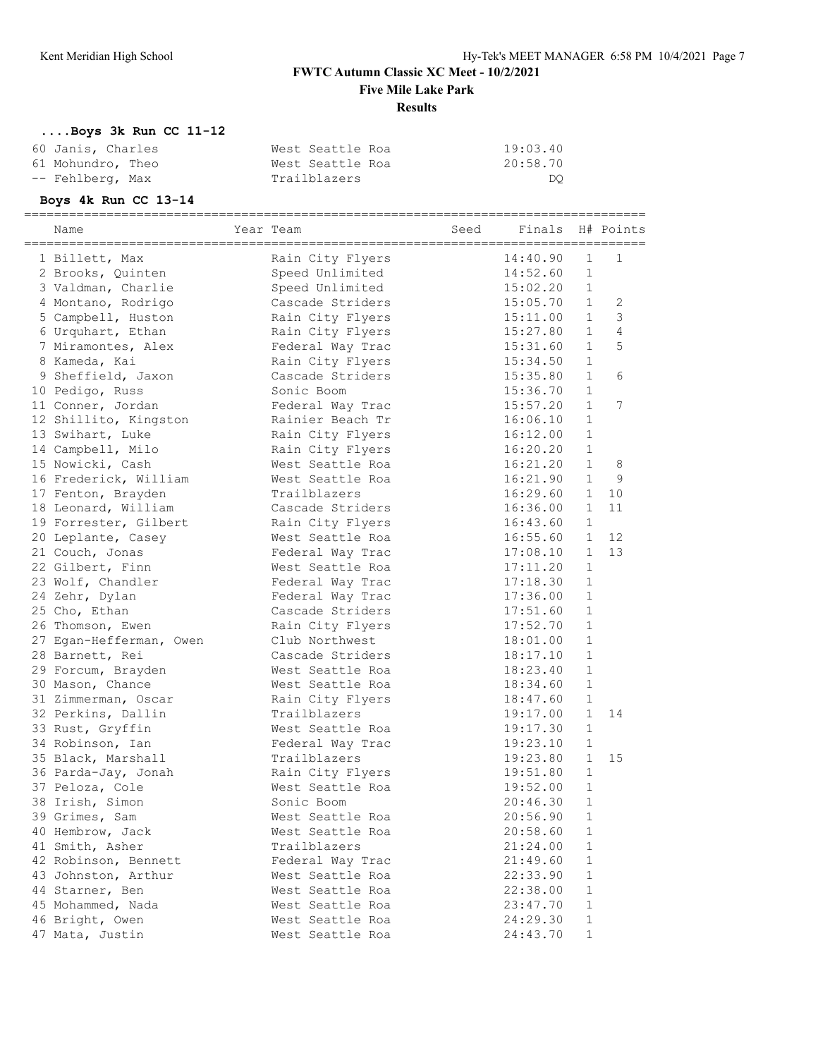# FWTC Autumn Classic XC Meet - 10/2/2021

## Five Mile Lake Park

### Results

**....Boys 3k Run CC 11-12**

| Place | Name | Team | Finals |
|---|---|---|---|
| 60 | Janis, Charles | West Seattle Roa | 19:03.40 |
| 61 | Mohundro, Theo | West Seattle Roa | 20:58.70 |
| -- | Fehlberg, Max | Trailblazers | DQ |

**Boys 4k Run CC 13-14**

| Place | Name | Year | Team | Seed | Finals | H# | Points |
|---|---|---|---|---|---|---|---|
| 1 | Billett, Max | | Rain City Flyers | | 14:40.90 | 1 | 1 |
| 2 | Brooks, Quinten | | Speed Unlimited | | 14:52.60 | 1 | |
| 3 | Valdman, Charlie | | Speed Unlimited | | 15:02.20 | 1 | |
| 4 | Montano, Rodrigo | | Cascade Striders | | 15:05.70 | 1 | 2 |
| 5 | Campbell, Huston | | Rain City Flyers | | 15:11.00 | 1 | 3 |
| 6 | Urquhart, Ethan | | Rain City Flyers | | 15:27.80 | 1 | 4 |
| 7 | Miramontes, Alex | | Federal Way Trac | | 15:31.60 | 1 | 5 |
| 8 | Kameda, Kai | | Rain City Flyers | | 15:34.50 | 1 | |
| 9 | Sheffield, Jaxon | | Cascade Striders | | 15:35.80 | 1 | 6 |
| 10 | Pedigo, Russ | | Sonic Boom | | 15:36.70 | 1 | |
| 11 | Conner, Jordan | | Federal Way Trac | | 15:57.20 | 1 | 7 |
| 12 | Shillito, Kingston | | Rainier Beach Tr | | 16:06.10 | 1 | |
| 13 | Swihart, Luke | | Rain City Flyers | | 16:12.00 | 1 | |
| 14 | Campbell, Milo | | Rain City Flyers | | 16:20.20 | 1 | |
| 15 | Nowicki, Cash | | West Seattle Roa | | 16:21.20 | 1 | 8 |
| 16 | Frederick, William | | West Seattle Roa | | 16:21.90 | 1 | 9 |
| 17 | Fenton, Brayden | | Trailblazers | | 16:29.60 | 1 | 10 |
| 18 | Leonard, William | | Cascade Striders | | 16:36.00 | 1 | 11 |
| 19 | Forrester, Gilbert | | Rain City Flyers | | 16:43.60 | 1 | |
| 20 | Leplante, Casey | | West Seattle Roa | | 16:55.60 | 1 | 12 |
| 21 | Couch, Jonas | | Federal Way Trac | | 17:08.10 | 1 | 13 |
| 22 | Gilbert, Finn | | West Seattle Roa | | 17:11.20 | 1 | |
| 23 | Wolf, Chandler | | Federal Way Trac | | 17:18.30 | 1 | |
| 24 | Zehr, Dylan | | Federal Way Trac | | 17:36.00 | 1 | |
| 25 | Cho, Ethan | | Cascade Striders | | 17:51.60 | 1 | |
| 26 | Thomson, Ewen | | Rain City Flyers | | 17:52.70 | 1 | |
| 27 | Egan-Hefferman, Owen | | Club Northwest | | 18:01.00 | 1 | |
| 28 | Barnett, Rei | | Cascade Striders | | 18:17.10 | 1 | |
| 29 | Forcum, Brayden | | West Seattle Roa | | 18:23.40 | 1 | |
| 30 | Mason, Chance | | West Seattle Roa | | 18:34.60 | 1 | |
| 31 | Zimmerman, Oscar | | Rain City Flyers | | 18:47.60 | 1 | |
| 32 | Perkins, Dallin | | Trailblazers | | 19:17.00 | 1 | 14 |
| 33 | Rust, Gryffin | | West Seattle Roa | | 19:17.30 | 1 | |
| 34 | Robinson, Ian | | Federal Way Trac | | 19:23.10 | 1 | |
| 35 | Black, Marshall | | Trailblazers | | 19:23.80 | 1 | 15 |
| 36 | Parda-Jay, Jonah | | Rain City Flyers | | 19:51.80 | 1 | |
| 37 | Peloza, Cole | | West Seattle Roa | | 19:52.00 | 1 | |
| 38 | Irish, Simon | | Sonic Boom | | 20:46.30 | 1 | |
| 39 | Grimes, Sam | | West Seattle Roa | | 20:56.90 | 1 | |
| 40 | Hembrow, Jack | | West Seattle Roa | | 20:58.60 | 1 | |
| 41 | Smith, Asher | | Trailblazers | | 21:24.00 | 1 | |
| 42 | Robinson, Bennett | | Federal Way Trac | | 21:49.60 | 1 | |
| 43 | Johnston, Arthur | | West Seattle Roa | | 22:33.90 | 1 | |
| 44 | Starner, Ben | | West Seattle Roa | | 22:38.00 | 1 | |
| 45 | Mohammed, Nada | | West Seattle Roa | | 23:47.70 | 1 | |
| 46 | Bright, Owen | | West Seattle Roa | | 24:29.30 | 1 | |
| 47 | Mata, Justin | | West Seattle Roa | | 24:43.70 | 1 | |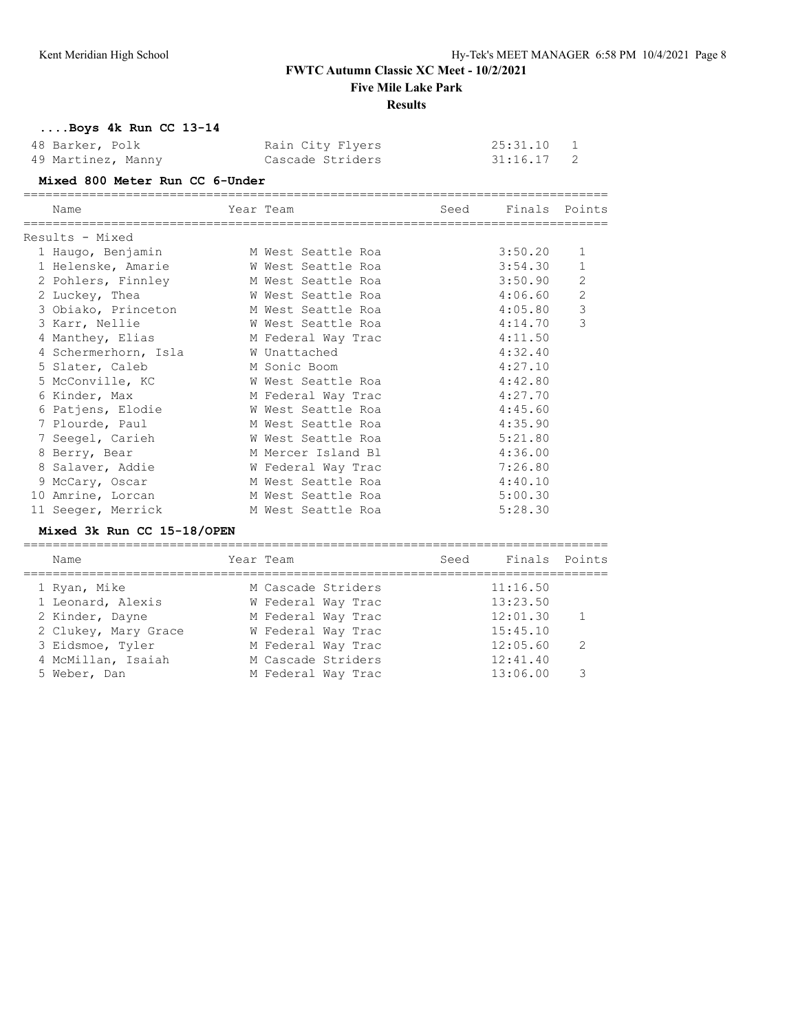**FWTC Autumn Classic XC Meet - 10/2/2021**

**Five Mile Lake Park**

**Results**

### ....Boys 4k Run CC 13-14

| | | | |
|---|---|---|---|
| 48 | Barker, Polk | Rain City Flyers | 25:31.10 | 1 |
| 49 | Martinez, Manny | Cascade Striders | 31:16.17 | 2 |

### Mixed 800 Meter Run CC 6-Under

| | Name | Year | Team | Seed | Finals | Points |
|---|---|---|---|---|---|---|
| **Results - Mixed** | | | | | | |
| 1 | Haugo, Benjamin | M | West Seattle Roa | | 3:50.20 | 1 |
| 1 | Helenske, Amarie | W | West Seattle Roa | | 3:54.30 | 1 |
| 2 | Pohlers, Finnley | M | West Seattle Roa | | 3:50.90 | 2 |
| 2 | Luckey, Thea | W | West Seattle Roa | | 4:06.60 | 2 |
| 3 | Obiako, Princeton | M | West Seattle Roa | | 4:05.80 | 3 |
| 3 | Karr, Nellie | W | West Seattle Roa | | 4:14.70 | 3 |
| 4 | Manthey, Elias | M | Federal Way Trac | | 4:11.50 | |
| 4 | Schermerhorn, Isla | W | Unattached | | 4:32.40 | |
| 5 | Slater, Caleb | M | Sonic Boom | | 4:27.10 | |
| 5 | McConville, KC | W | West Seattle Roa | | 4:42.80 | |
| 6 | Kinder, Max | M | Federal Way Trac | | 4:27.70 | |
| 6 | Patjens, Elodie | W | West Seattle Roa | | 4:45.60 | |
| 7 | Plourde, Paul | M | West Seattle Roa | | 4:35.90 | |
| 7 | Seegel, Carieh | W | West Seattle Roa | | 5:21.80 | |
| 8 | Berry, Bear | M | Mercer Island Bl | | 4:36.00 | |
| 8 | Salaver, Addie | W | Federal Way Trac | | 7:26.80 | |
| 9 | McCary, Oscar | M | West Seattle Roa | | 4:40.10 | |
| 10 | Amrine, Lorcan | M | West Seattle Roa | | 5:00.30 | |
| 11 | Seeger, Merrick | M | West Seattle Roa | | 5:28.30 | |

### Mixed 3k Run CC 15-18/OPEN

| | Name | Year | Team | Seed | Finals | Points |
|---|---|---|---|---|---|---|
| 1 | Ryan, Mike | M | Cascade Striders | | 11:16.50 | |
| 1 | Leonard, Alexis | W | Federal Way Trac | | 13:23.50 | |
| 2 | Kinder, Dayne | M | Federal Way Trac | | 12:01.30 | 1 |
| 2 | Clukey, Mary Grace | W | Federal Way Trac | | 15:45.10 | |
| 3 | Eidsmoe, Tyler | M | Federal Way Trac | | 12:05.60 | 2 |
| 4 | McMillan, Isaiah | M | Cascade Striders | | 12:41.40 | |
| 5 | Weber, Dan | M | Federal Way Trac | | 13:06.00 | 3 |